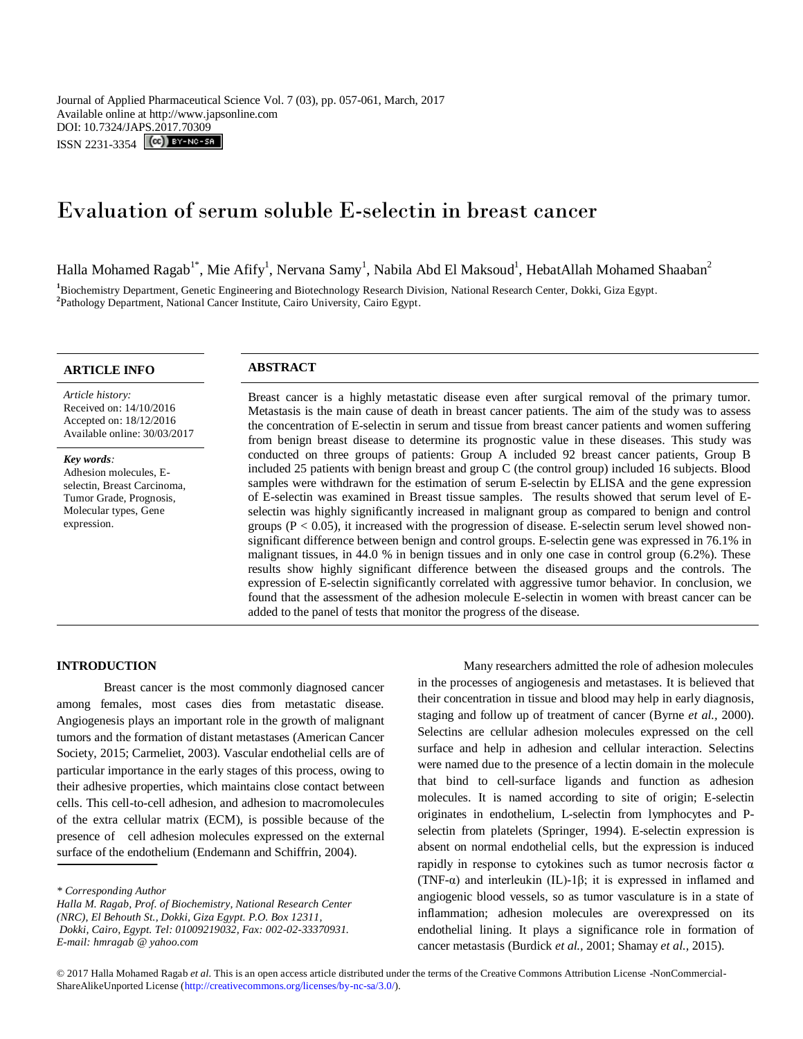Journal of Applied Pharmaceutical Science Vol. 7 (03), pp. 057-061, March, 2017
Available online at http://www.japsonline.com
DOI: 10.7324/JAPS.2017.70309
ISSN 2231-3354

# Evaluation of serum soluble E-selectin in breast cancer

Halla Mohamed Ragab[1*], Mie Afify[1], Nervana Samy[1], Nabila Abd El Maksoud[1], HebatAllah Mohamed Shaaban[2]

[1]Biochemistry Department, Genetic Engineering and Biotechnology Research Division, National Research Center, Dokki, Giza Egypt.
[2]Pathology Department, National Cancer Institute, Cairo University, Cairo Egypt.

## ARTICLE INFO

*Article history:*
Received on: 14/10/2016
Accepted on: 18/12/2016
Available online: 30/03/2017

***Key words**:*
Adhesion molecules, E-selectin, Breast Carcinoma, Tumor Grade, Prognosis, Molecular types, Gene expression.

## ABSTRACT

Breast cancer is a highly metastatic disease even after surgical removal of the primary tumor. Metastasis is the main cause of death in breast cancer patients. The aim of the study was to assess the concentration of E-selectin in serum and tissue from breast cancer patients and women suffering from benign breast disease to determine its prognostic value in these diseases. This study was conducted on three groups of patients: Group A included 92 breast cancer patients, Group B included 25 patients with benign breast and group C (the control group) included 16 subjects. Blood samples were withdrawn for the estimation of serum E-selectin by ELISA and the gene expression of E-selectin was examined in Breast tissue samples. The results showed that serum level of E-selectin was highly significantly increased in malignant group as compared to benign and control groups ($P < 0.05$), it increased with the progression of disease. E-selectin serum level showed non-significant difference between benign and control groups. E-selectin gene was expressed in 76.1% in malignant tissues, in 44.0 % in benign tissues and in only one case in control group (6.2%). These results show highly significant difference between the diseased groups and the controls. The expression of E-selectin significantly correlated with aggressive tumor behavior. In conclusion, we found that the assessment of the adhesion molecule E-selectin in women with breast cancer can be added to the panel of tests that monitor the progress of the disease.

## INTRODUCTION

Breast cancer is the most commonly diagnosed cancer among females, most cases dies from metastatic disease. Angiogenesis plays an important role in the growth of malignant tumors and the formation of distant metastases (American Cancer Society, 2015; Carmeliet, 2003). Vascular endothelial cells are of particular importance in the early stages of this process, owing to their adhesive properties, which maintains close contact between cells. This cell-to-cell adhesion, and adhesion to macromolecules of the extra cellular matrix (ECM), is possible because of the presence of cell adhesion molecules expressed on the external surface of the endothelium (Endemann and Schiffrin, 2004).

Many researchers admitted the role of adhesion molecules in the processes of angiogenesis and metastases. It is believed that their concentration in tissue and blood may help in early diagnosis, staging and follow up of treatment of cancer (Byrne *et al.,* 2000). Selectins are cellular adhesion molecules expressed on the cell surface and help in adhesion and cellular interaction. Selectins were named due to the presence of a lectin domain in the molecule that bind to cell-surface ligands and function as adhesion molecules. It is named according to site of origin; E-selectin originates in endothelium, L-selectin from lymphocytes and P-selectin from platelets (Springer, 1994). E-selectin expression is absent on normal endothelial cells, but the expression is induced rapidly in response to cytokines such as tumor necrosis factor α (TNF-α) and interleukin (IL)-1β; it is expressed in inflamed and angiogenic blood vessels, so as tumor vasculature is in a state of inflammation; adhesion molecules are overexpressed on its endothelial lining. It plays a significance role in formation of cancer metastasis (Burdick *et al.,* 2001; Shamay *et al.,* 2015).

*\* Corresponding Author*
*Halla M. Ragab, Prof. of Biochemistry, National Research Center (NRC), El Behouth St., Dokki, Giza Egypt. P.O. Box 12311, Dokki, Cairo, Egypt. Tel: 01009219032, Fax: 002-02-33370931. E-mail: hmragab @ yahoo.com*

© 2017 Halla Mohamed Ragab *et al*. This is an open access article distributed under the terms of the Creative Commons Attribution License -NonCommercial-ShareAlikeUnported License (http://creativecommons.org/licenses/by-nc-sa/3.0/).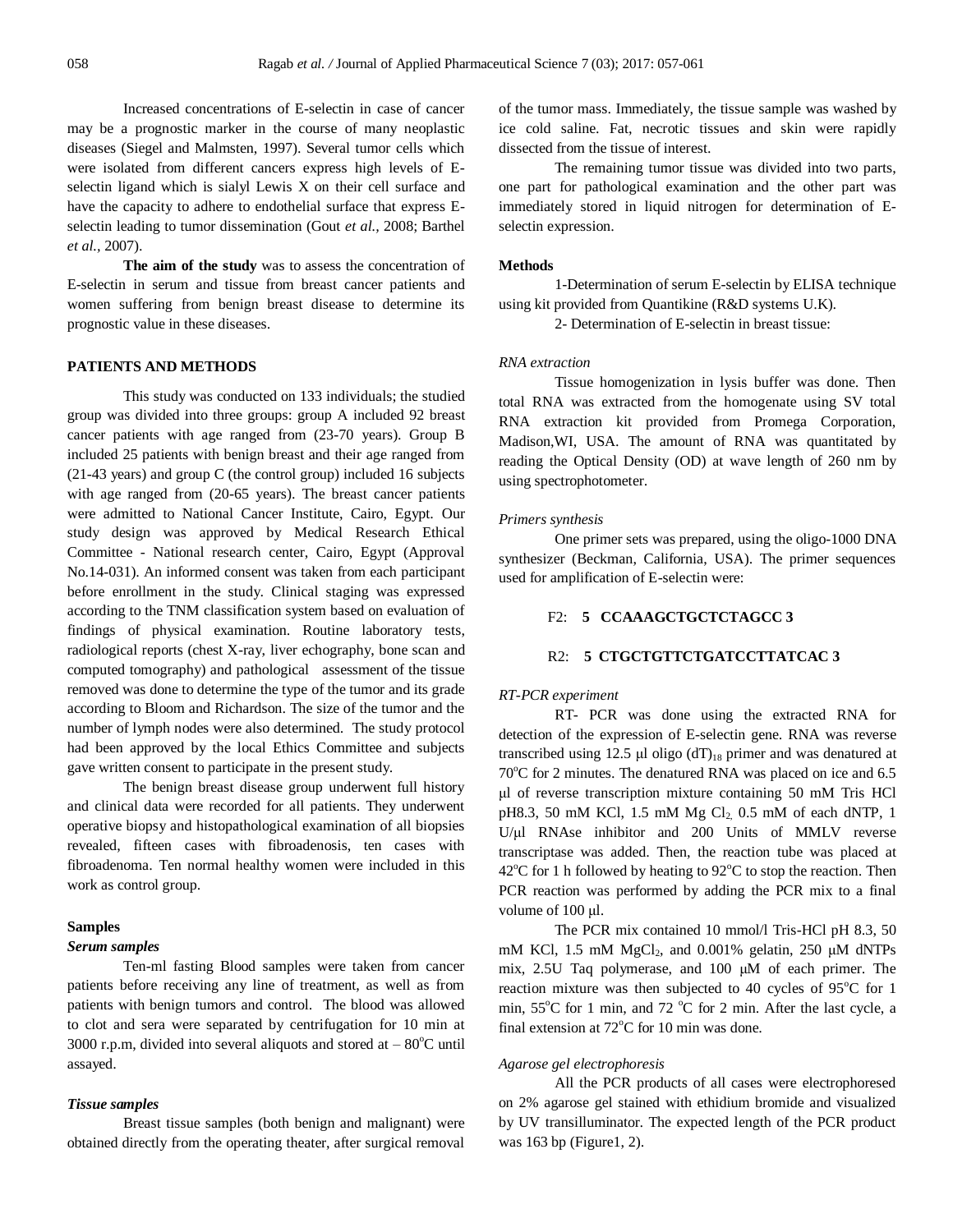Increased concentrations of E-selectin in case of cancer may be a prognostic marker in the course of many neoplastic diseases (Siegel and Malmsten, 1997). Several tumor cells which were isolated from different cancers express high levels of E-selectin ligand which is sialyl Lewis X on their cell surface and have the capacity to adhere to endothelial surface that express E-selectin leading to tumor dissemination (Gout *et al.,* 2008; Barthel *et al.,* 2007).

**The aim of the study** was to assess the concentration of E-selectin in serum and tissue from breast cancer patients and women suffering from benign breast disease to determine its prognostic value in these diseases.

## PATIENTS AND METHODS

This study was conducted on 133 individuals; the studied group was divided into three groups: group A included 92 breast cancer patients with age ranged from (23-70 years). Group B included 25 patients with benign breast and their age ranged from (21-43 years) and group C (the control group) included 16 subjects with age ranged from (20-65 years). The breast cancer patients were admitted to National Cancer Institute, Cairo, Egypt. Our study design was approved by Medical Research Ethical Committee - National research center, Cairo, Egypt (Approval No.14-031). An informed consent was taken from each participant before enrollment in the study. Clinical staging was expressed according to the TNM classification system based on evaluation of findings of physical examination. Routine laboratory tests, radiological reports (chest X-ray, liver echography, bone scan and computed tomography) and pathological assessment of the tissue removed was done to determine the type of the tumor and its grade according to Bloom and Richardson. The size of the tumor and the number of lymph nodes were also determined. The study protocol had been approved by the local Ethics Committee and subjects gave written consent to participate in the present study.

The benign breast disease group underwent full history and clinical data were recorded for all patients. They underwent operative biopsy and histopathological examination of all biopsies revealed, fifteen cases with fibroadenosis, ten cases with fibroadenoma. Ten normal healthy women were included in this work as control group.

### Samples

#### *Serum samples*

Ten-ml fasting Blood samples were taken from cancer patients before receiving any line of treatment, as well as from patients with benign tumors and control. The blood was allowed to clot and sera were separated by centrifugation for 10 min at 3000 r.p.m, divided into several aliquots and stored at – 80$^{o}$C until assayed.

#### *Tissue samples*

Breast tissue samples (both benign and malignant) were obtained directly from the operating theater, after surgical removal of the tumor mass. Immediately, the tissue sample was washed by ice cold saline. Fat, necrotic tissues and skin were rapidly dissected from the tissue of interest.

The remaining tumor tissue was divided into two parts, one part for pathological examination and the other part was immediately stored in liquid nitrogen for determination of E-selectin expression.

### Methods

1-Determination of serum E-selectin by ELISA technique using kit provided from Quantikine (R&D systems U.K).

2- Determination of E-selectin in breast tissue:

#### *RNA extraction*

Tissue homogenization in lysis buffer was done. Then total RNA was extracted from the homogenate using SV total RNA extraction kit provided from Promega Corporation, Madison,WI, USA. The amount of RNA was quantitated by reading the Optical Density (OD) at wave length of 260 nm by using spectrophotometer.

#### *Primers synthesis*

One primer sets was prepared, using the oligo-1000 DNA synthesizer (Beckman, California, USA). The primer sequences used for amplification of E-selectin were:

F2: **5 CCAAAGCTGCTCTAGCC 3**

R2: **5 CTGCTGTTCTGATCCTTATCAC 3**

#### *RT-PCR experiment*

RT- PCR was done using the extracted RNA for detection of the expression of E-selectin gene. RNA was reverse transcribed using 12.5 μl oligo $(dT)_{18}$ primer and was denatured at 70$^{o}$C for 2 minutes. The denatured RNA was placed on ice and 6.5 μl of reverse transcription mixture containing 50 mM Tris HCl pH8.3, 50 mM KCl, 1.5 mM Mg $Cl_2$, 0.5 mM of each dNTP, 1 U/μl RNAse inhibitor and 200 Units of MMLV reverse transcriptase was added. Then, the reaction tube was placed at 42$^{o}$C for 1 h followed by heating to 92$^{o}$C to stop the reaction. Then PCR reaction was performed by adding the PCR mix to a final volume of 100 μl.

The PCR mix contained 10 mmol/l Tris-HCl pH 8.3, 50 mM KCl, 1.5 mM $MgCl_2$, and 0.001% gelatin, 250 μM dNTPs mix, 2.5U Taq polymerase, and 100 μM of each primer. The reaction mixture was then subjected to 40 cycles of 95$^{o}$C for 1 min, 55$^{o}$C for 1 min, and 72 $^{o}$C for 2 min. After the last cycle, a final extension at 72$^{o}$C for 10 min was done.

#### *Agarose gel electrophoresis*

All the PCR products of all cases were electrophoresed on 2% agarose gel stained with ethidium bromide and visualized by UV transilluminator. The expected length of the PCR product was 163 bp (Figure1, 2).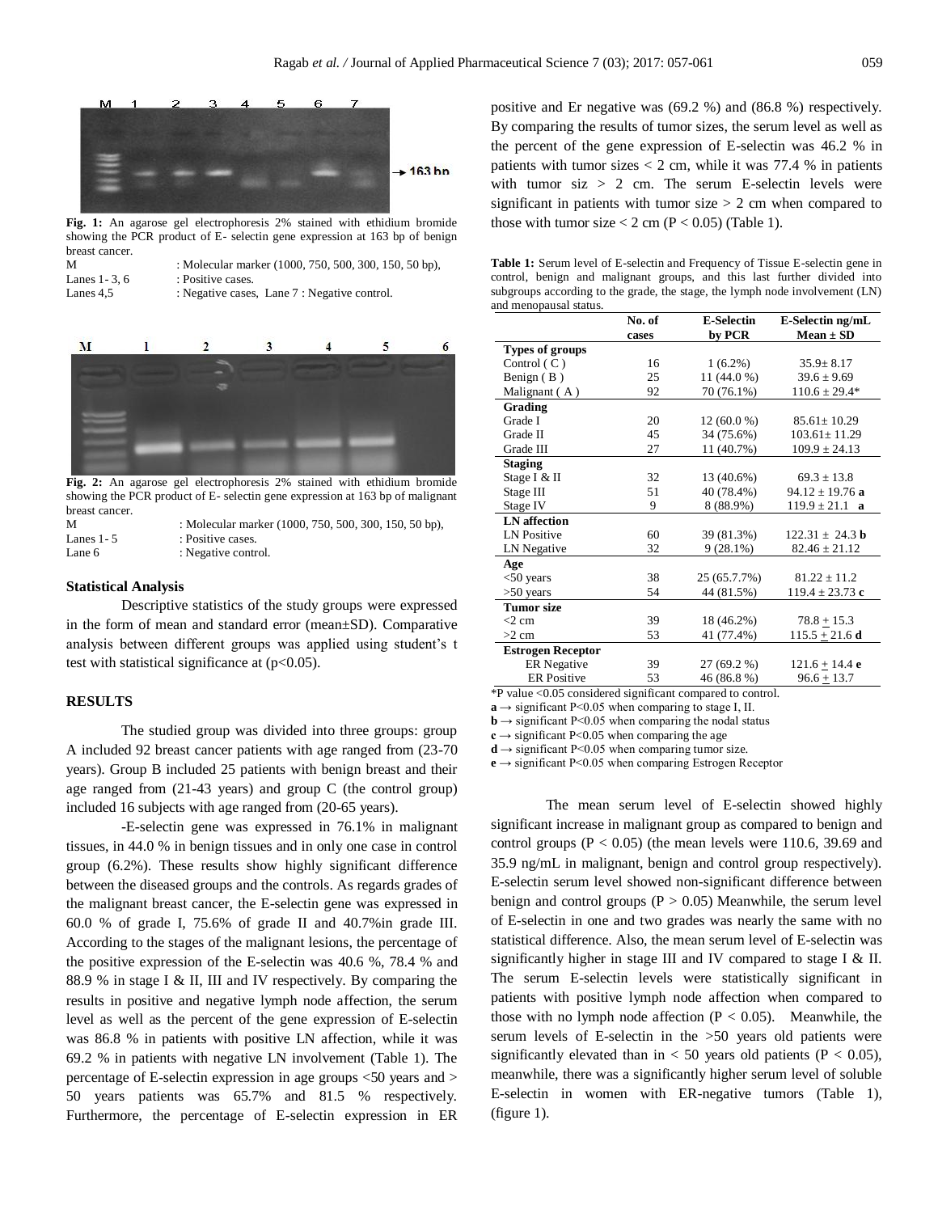Fig. 1: An agarose gel electrophoresis 2% stained with ethidium bromide showing the PCR product of E- selectin gene expression at 163 bp of benign breast cancer.

M : Molecular marker (1000, 750, 500, 300, 150, 50 bp),
Lanes 1- 3, 6 : Positive cases.
Lanes 4,5 : Negative cases, Lane 7 : Negative control.

Fig. 2: An agarose gel electrophoresis 2% stained with ethidium bromide showing the PCR product of E- selectin gene expression at 163 bp of malignant breast cancer.

M : Molecular marker (1000, 750, 500, 300, 150, 50 bp),
Lanes 1- 5 : Positive cases.
Lane 6 : Negative control.

### Statistical Analysis

Descriptive statistics of the study groups were expressed in the form of mean and standard error (mean±SD). Comparative analysis between different groups was applied using student's t test with statistical significance at ($p<0.05$).

## RESULTS

The studied group was divided into three groups: group A included 92 breast cancer patients with age ranged from (23-70 years). Group B included 25 patients with benign breast and their age ranged from (21-43 years) and group C (the control group) included 16 subjects with age ranged from (20-65 years).

-E-selectin gene was expressed in 76.1% in malignant tissues, in 44.0 % in benign tissues and in only one case in control group (6.2%). These results show highly significant difference between the diseased groups and the controls. As regards grades of the malignant breast cancer, the E-selectin gene was expressed in 60.0 % of grade I, 75.6% of grade II and 40.7%in grade III. According to the stages of the malignant lesions, the percentage of the positive expression of the E-selectin was 40.6 %, 78.4 % and 88.9 % in stage I & II, III and IV respectively. By comparing the results in positive and negative lymph node affection, the serum level as well as the percent of the gene expression of E-selectin was 86.8 % in patients with positive LN affection, while it was 69.2 % in patients with negative LN involvement (Table 1). The percentage of E-selectin expression in age groups <50 years and > 50 years patients was 65.7% and 81.5 % respectively. Furthermore, the percentage of E-selectin expression in ER positive and Er negative was (69.2 %) and (86.8 %) respectively. By comparing the results of tumor sizes, the serum level as well as the percent of the gene expression of E-selectin was 46.2 % in patients with tumor sizes < 2 cm, while it was 77.4 % in patients with tumor siz > 2 cm. The serum E-selectin levels were significant in patients with tumor size > 2 cm when compared to those with tumor size < 2 cm ($P < 0.05$) (Table 1).

**Table 1:** Serum level of E-selectin and Frequency of Tissue E-selectin gene in control, benign and malignant groups, and this last further divided into subgroups according to the grade, the stage, the lymph node involvement (LN) and menopausal status.

| | No. of cases | E-Selectin by PCR | E-Selectin ng/mL Mean ± SD |
|---|---|---|---|
| **Types of groups** | | | |
| Control ( C ) | 16 | 1 (6.2%) | 35.9± 8.17 |
| Benign ( B ) | 25 | 11 (44.0 %) | 39.6 ± 9.69 |
| Malignant ( A ) | 92 | 70 (76.1%) | 110.6 ± 29.4* |
| **Grading** | | | |
| Grade I | 20 | 12 (60.0 %) | 85.61± 10.29 |
| Grade II | 45 | 34 (75.6%) | 103.61± 11.29 |
| Grade III | 27 | 11 (40.7%) | 109.9 ± 24.13 |
| **Staging** | | | |
| Stage I & II | 32 | 13 (40.6%) | 69.3 ± 13.8 |
| Stage III | 51 | 40 (78.4%) | 94.12 ± 19.76 **a** |
| Stage IV | 9 | 8 (88.9%) | 119.9 ± 21.1 **a** |
| **LN affection** | | | |
| LN Positive | 60 | 39 (81.3%) | 122.31 ± 24.3 **b** |
| LN Negative | 32 | 9 (28.1%) | 82.46 ± 21.12 |
| **Age** | | | |
| <50 years | 38 | 25 (65.7.7%) | 81.22 ± 11.2 |
| >50 years | 54 | 44 (81.5%) | 119.4 ± 23.73 **c** |
| **Tumor size** | | | |
| <2 cm | 39 | 18 (46.2%) | 78.8 ± 15.3 |
| >2 cm | 53 | 41 (77.4%) | 115.5 ± 21.6 **d** |
| **Estrogen Receptor** | | | |
| ER Negative | 39 | 27 (69.2 %) | 121.6 ± 14.4 **e** |
| ER Positive | 53 | 46 (86.8 %) | 96.6 ± 13.7 |

*P value <0.05 considered significant compared to control.
**a** → significant P<0.05 when comparing to stage I, II.
**b** → significant P<0.05 when comparing the nodal status
**c** → significant P<0.05 when comparing the age
**d** → significant P<0.05 when comparing tumor size.
**e** → significant P<0.05 when comparing Estrogen Receptor

The mean serum level of E-selectin showed highly significant increase in malignant group as compared to benign and control groups ($P < 0.05$) (the mean levels were 110.6, 39.69 and 35.9 ng/mL in malignant, benign and control group respectively). E-selectin serum level showed non-significant difference between benign and control groups ($P > 0.05$) Meanwhile, the serum level of E-selectin in one and two grades was nearly the same with no statistical difference. Also, the mean serum level of E-selectin was significantly higher in stage III and IV compared to stage I & II. The serum E-selectin levels were statistically significant in patients with positive lymph node affection when compared to those with no lymph node affection ($P < 0.05$). Meanwhile, the serum levels of E-selectin in the >50 years old patients were significantly elevated than in < 50 years old patients ($P < 0.05$), meanwhile, there was a significantly higher serum level of soluble E-selectin in women with ER-negative tumors (Table 1), (figure 1).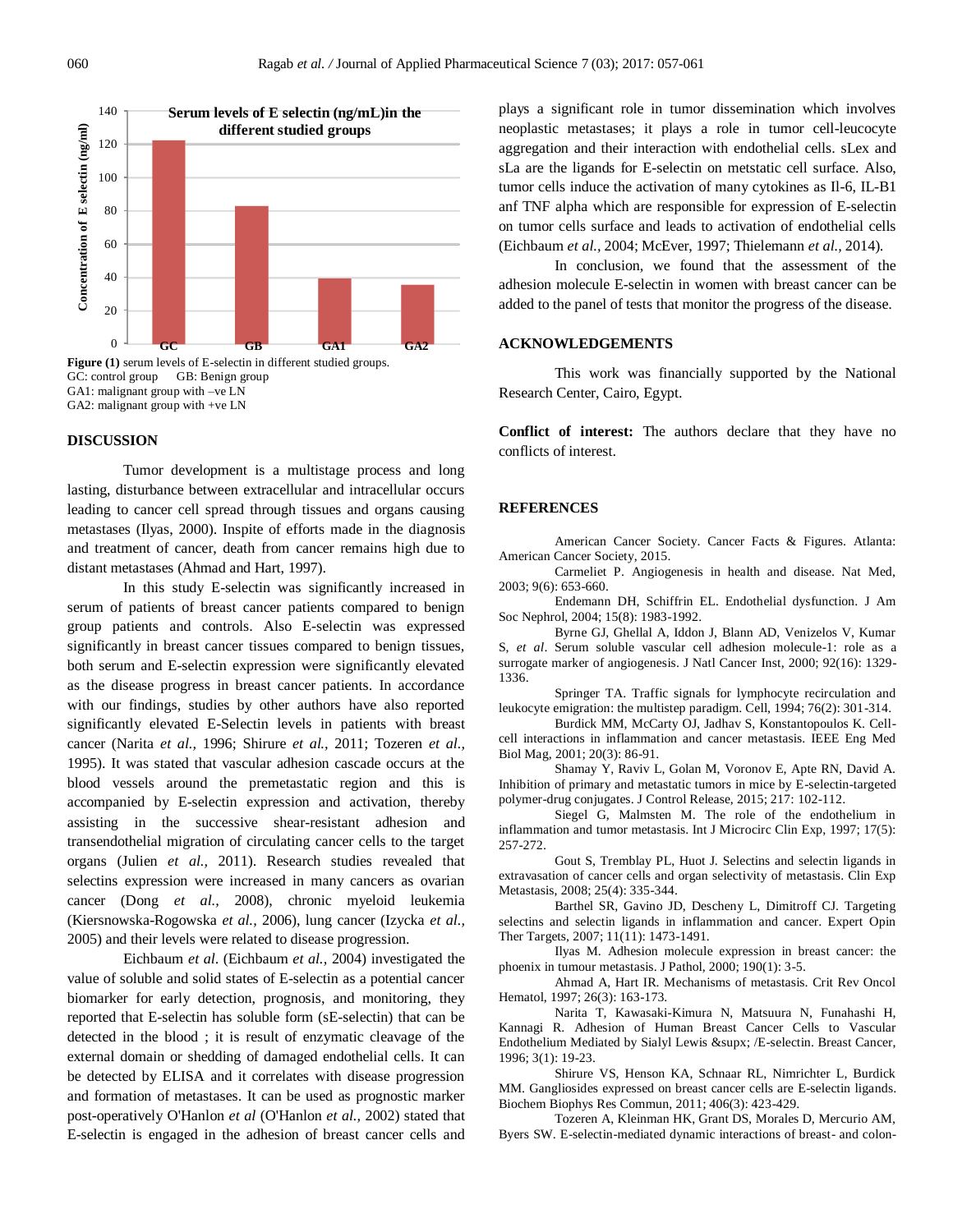**Figure (1)** serum levels of E-selectin in different studied groups.
GC: control group GB: Benign group
GA1: malignant group with –ve LN
GA2: malignant group with +ve LN

## DISCUSSION

Tumor development is a multistage process and long lasting, disturbance between extracellular and intracellular occurs leading to cancer cell spread through tissues and organs causing metastases (Ilyas, 2000). Inspite of efforts made in the diagnosis and treatment of cancer, death from cancer remains high due to distant metastases (Ahmad and Hart, 1997).

In this study E-selectin was significantly increased in serum of patients of breast cancer patients compared to benign group patients and controls. Also E-selectin was expressed significantly in breast cancer tissues compared to benign tissues, both serum and E-selectin expression were significantly elevated as the disease progress in breast cancer patients. In accordance with our findings, studies by other authors have also reported significantly elevated E-Selectin levels in patients with breast cancer (Narita *et al.,* 1996; Shirure *et al.,* 2011; Tozeren *et al.,* 1995). It was stated that vascular adhesion cascade occurs at the blood vessels around the premetastatic region and this is accompanied by E-selectin expression and activation, thereby assisting in the successive shear-resistant adhesion and transendothelial migration of circulating cancer cells to the target organs (Julien *et al.,* 2011). Research studies revealed that selectins expression were increased in many cancers as ovarian cancer (Dong *et al.,* 2008), chronic myeloid leukemia (Kiersnowska-Rogowska *et al.,* 2006), lung cancer (Izycka *et al.,* 2005) and their levels were related to disease progression.

Eichbaum *et al*. (Eichbaum *et al.,* 2004) investigated the value of soluble and solid states of E-selectin as a potential cancer biomarker for early detection, prognosis, and monitoring, they reported that E-selectin has soluble form (sE-selectin) that can be detected in the blood ; it is result of enzymatic cleavage of the external domain or shedding of damaged endothelial cells. It can be detected by ELISA and it correlates with disease progression and formation of metastases. It can be used as prognostic marker post-operatively O'Hanlon *et al* (O'Hanlon *et al.,* 2002) stated that E-selectin is engaged in the adhesion of breast cancer cells and plays a significant role in tumor dissemination which involves neoplastic metastases; it plays a role in tumor cell-leucocyte aggregation and their interaction with endothelial cells. sLex and sLa are the ligands for E-selectin on metstatic cell surface. Also, tumor cells induce the activation of many cytokines as Il-6, IL-B1 anf TNF alpha which are responsible for expression of E-selectin on tumor cells surface and leads to activation of endothelial cells (Eichbaum *et al.,* 2004; McEver, 1997; Thielemann *et al.,* 2014).

In conclusion, we found that the assessment of the adhesion molecule E-selectin in women with breast cancer can be added to the panel of tests that monitor the progress of the disease.

## ACKNOWLEDGEMENTS

This work was financially supported by the National Research Center, Cairo, Egypt.

**Conflict of interest:** The authors declare that they have no conflicts of interest.

## REFERENCES

American Cancer Society. Cancer Facts & Figures. Atlanta: American Cancer Society, 2015.

Carmeliet P. Angiogenesis in health and disease. Nat Med, 2003; 9(6): 653-660.

Endemann DH, Schiffrin EL. Endothelial dysfunction. J Am Soc Nephrol, 2004; 15(8): 1983-1992.

Byrne GJ, Ghellal A, Iddon J, Blann AD, Venizelos V, Kumar S, *et al*. Serum soluble vascular cell adhesion molecule-1: role as a surrogate marker of angiogenesis. J Natl Cancer Inst, 2000; 92(16): 1329-1336.

Springer TA. Traffic signals for lymphocyte recirculation and leukocyte emigration: the multistep paradigm. Cell, 1994; 76(2): 301-314.

Burdick MM, McCarty OJ, Jadhav S, Konstantopoulos K. Cell-cell interactions in inflammation and cancer metastasis. IEEE Eng Med Biol Mag, 2001; 20(3): 86-91.

Shamay Y, Raviv L, Golan M, Voronov E, Apte RN, David A. Inhibition of primary and metastatic tumors in mice by E-selectin-targeted polymer-drug conjugates. J Control Release, 2015; 217: 102-112.

Siegel G, Malmsten M. The role of the endothelium in inflammation and tumor metastasis. Int J Microcirc Clin Exp, 1997; 17(5): 257-272.

Gout S, Tremblay PL, Huot J. Selectins and selectin ligands in extravasation of cancer cells and organ selectivity of metastasis. Clin Exp Metastasis, 2008; 25(4): 335-344.

Barthel SR, Gavino JD, Descheny L, Dimitroff CJ. Targeting selectins and selectin ligands in inflammation and cancer. Expert Opin Ther Targets, 2007; 11(11): 1473-1491.

Ilyas M. Adhesion molecule expression in breast cancer: the phoenix in tumour metastasis. J Pathol, 2000; 190(1): 3-5.

Ahmad A, Hart IR. Mechanisms of metastasis. Crit Rev Oncol Hematol, 1997; 26(3): 163-173.

Narita T, Kawasaki-Kimura N, Matsuura N, Funahashi H, Kannagi R. Adhesion of Human Breast Cancer Cells to Vascular Endothelium Mediated by Sialyl Lewis &supx; /E-selectin. Breast Cancer, 1996; 3(1): 19-23.

Shirure VS, Henson KA, Schnaar RL, Nimrichter L, Burdick MM. Gangliosides expressed on breast cancer cells are E-selectin ligands. Biochem Biophys Res Commun, 2011; 406(3): 423-429.

Tozeren A, Kleinman HK, Grant DS, Morales D, Mercurio AM, Byers SW. E-selectin-mediated dynamic interactions of breast- and colon-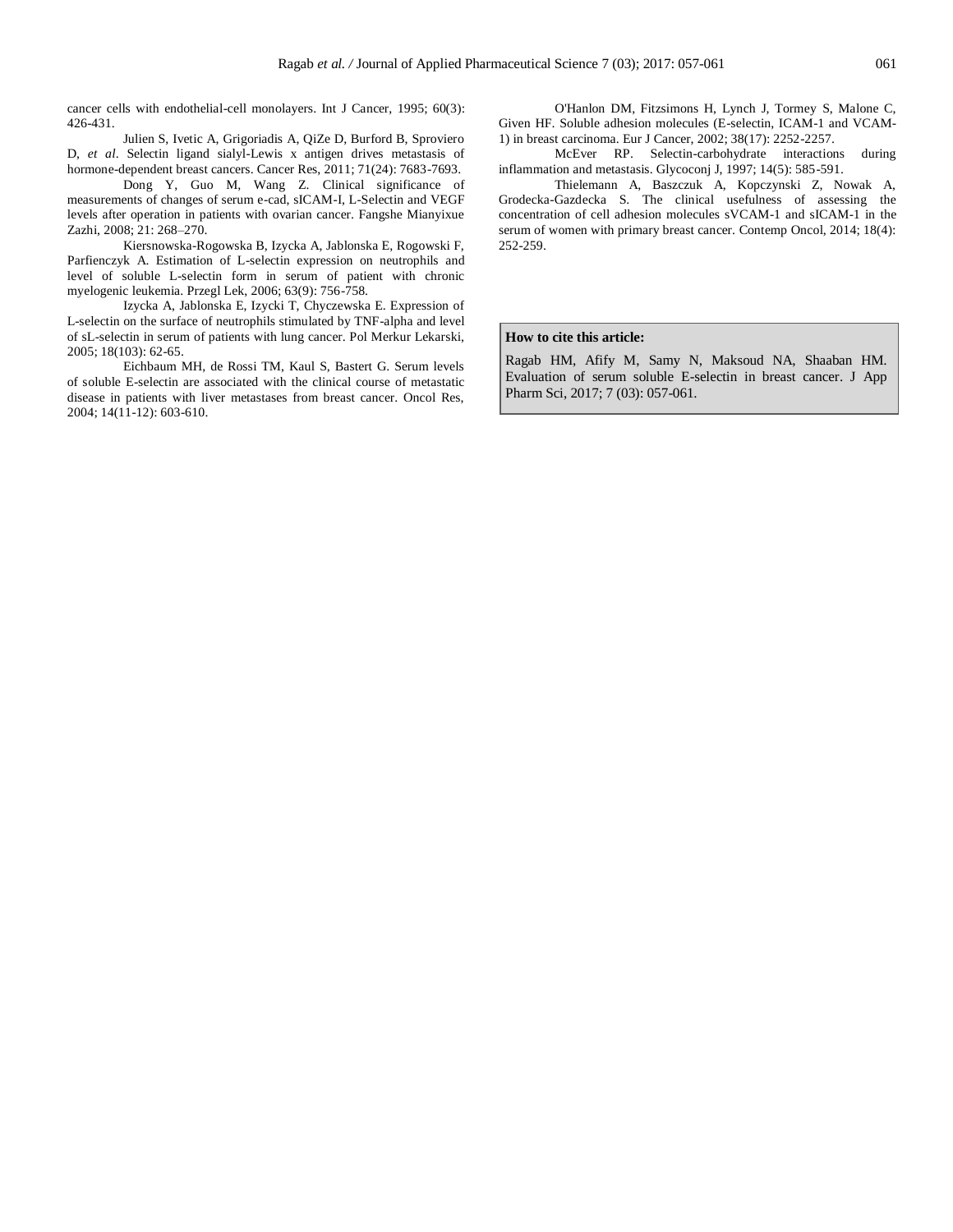cancer cells with endothelial-cell monolayers. Int J Cancer, 1995; 60(3): 426-431.

Julien S, Ivetic A, Grigoriadis A, QiZe D, Burford B, Sproviero D, *et al*. Selectin ligand sialyl-Lewis x antigen drives metastasis of hormone-dependent breast cancers. Cancer Res, 2011; 71(24): 7683-7693.

Dong Y, Guo M, Wang Z. Clinical significance of measurements of changes of serum e-cad, sICAM-I, L-Selectin and VEGF levels after operation in patients with ovarian cancer. Fangshe Mianyixue Zazhi, 2008; 21: 268–270.

Kiersnowska-Rogowska B, Izycka A, Jablonska E, Rogowski F, Parfienczyk A. Estimation of L-selectin expression on neutrophils and level of soluble L-selectin form in serum of patient with chronic myelogenic leukemia. Przegl Lek, 2006; 63(9): 756-758.

Izycka A, Jablonska E, Izycki T, Chyczewska E. Expression of L-selectin on the surface of neutrophils stimulated by TNF-alpha and level of sL-selectin in serum of patients with lung cancer. Pol Merkur Lekarski, 2005; 18(103): 62-65.

Eichbaum MH, de Rossi TM, Kaul S, Bastert G. Serum levels of soluble E-selectin are associated with the clinical course of metastatic disease in patients with liver metastases from breast cancer. Oncol Res, 2004; 14(11-12): 603-610.

O'Hanlon DM, Fitzsimons H, Lynch J, Tormey S, Malone C, Given HF. Soluble adhesion molecules (E-selectin, ICAM-1 and VCAM-1) in breast carcinoma. Eur J Cancer, 2002; 38(17): 2252-2257.

McEver RP. Selectin-carbohydrate interactions during inflammation and metastasis. Glycoconj J, 1997; 14(5): 585-591.

Thielemann A, Baszczuk A, Kopczynski Z, Nowak A, Grodecka-Gazdecka S. The clinical usefulness of assessing the concentration of cell adhesion molecules sVCAM-1 and sICAM-1 in the serum of women with primary breast cancer. Contemp Oncol, 2014; 18(4): 252-259.

**How to cite this article:**

Ragab HM, Afify M, Samy N, Maksoud NA, Shaaban HM. Evaluation of serum soluble E-selectin in breast cancer. J App Pharm Sci, 2017; 7 (03): 057-061.